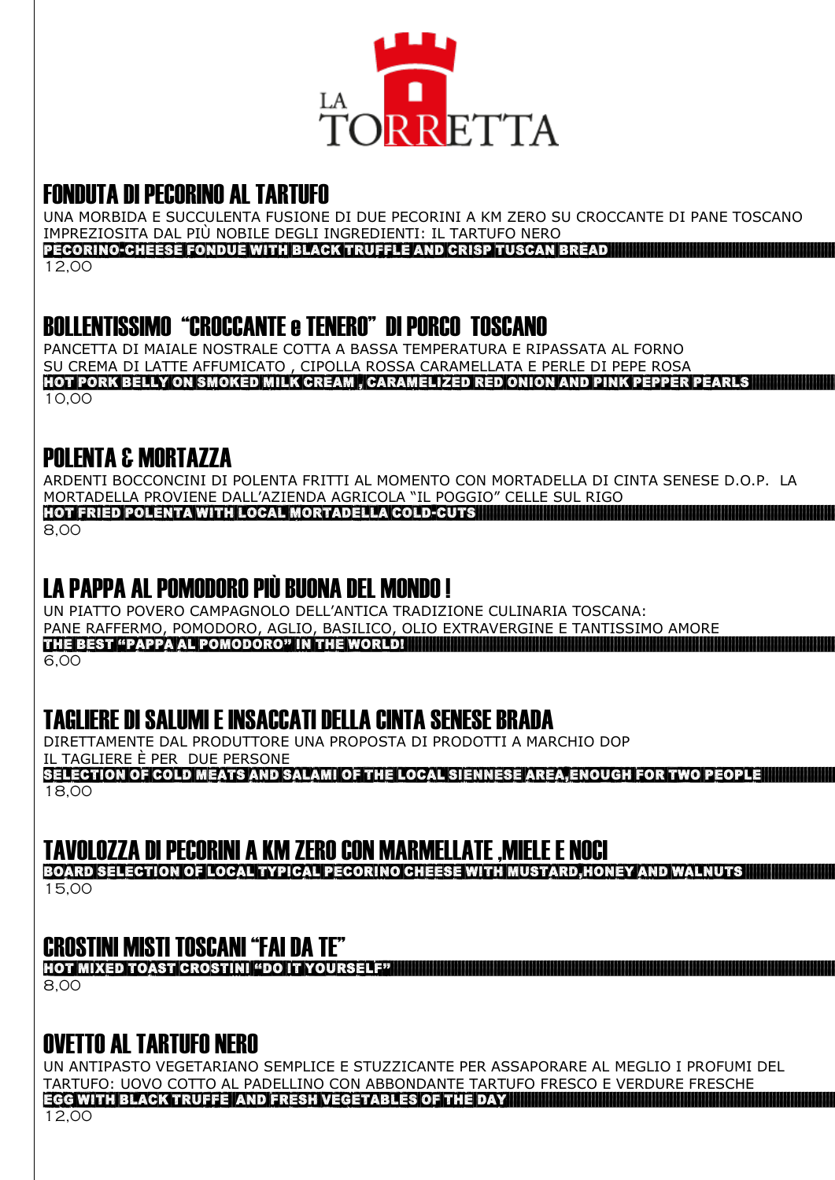# LA TORRETTA

## FONDUTA DI PECORINO AL TARTUFO

UNA MORBIDA E SUCCULENTA FUSIONE DI DUE PECORINI A KM ZERO SU CROCCANTE DI PANE TOSCANO IMPREZIOSITA DAL PIÙ NOBILE DEGLI INGREDIENTI: IL TARTUFO NERO

**PECORINO-CHEESE FONDUE WITH BLACK TRUFFLE AND CRISP TUSCAN BREAD**

12,00

## BOLLENTISSIMO "CROCCANTE e TENERO" DI PORCO TOSCANO

PANCETTA DI MAIALE NOSTRALE COTTA A BASSA TEMPERATURA E RIPASSATA AL FORNO SU CREMA DI LATTE AFFUMICATO , CIPOLLA ROSSA CARAMELLATA E PERLE DI PEPE ROSA

**HOT PORK BELLY ON SMOKED MILK CREAM , CARAMELIZED RED ONION AND PINK PEPPER PEARLS**

10,00

## POLENTA & MORTAZZA

ARDENTI BOCCONCINI DI POLENTA FRITTI AL MOMENTO CON MORTADELLA DI CINTA SENESE D.O.P. LA MORTADELLA PROVIENE DALL'AZIENDA AGRICOLA "IL POGGIO" CELLE SUL RIGO

**HOT FRIED POLENTA WITH LOCAL MORTADELLA COLD-CUTS**

8,00

## LA PAPPA AL POMODORO PIÙ BUONA DEL MONDO !

UN PIATTO POVERO CAMPAGNOLO DELL'ANTICA TRADIZIONE CULINARIA TOSCANA: PANE RAFFERMO, POMODORO, AGLIO, BASILICO, OLIO EXTRAVERGINE E TANTISSIMO AMORE

**THE BEST "PAPPA AL POMODORO" IN THE WORLD!**

6,00

## TAGLIERE DI SALUMI E INSACCATI DELLA CINTA SENESE BRADA

DIRETTAMENTE DAL PRODUTTORE UNA PROPOSTA DI PRODOTTI A MARCHIO DOP IL TAGLIERE È PER DUE PERSONE

**SELECTION OF COLD MEATS AND SALAMI OF THE LOCAL SIENNESE AREA,ENOUGH FOR TWO PEOPLE**

18,00

## TAVOLOZZA DI PECORINI A KM ZERO CON MARMELLATE ,MIELE E NOCI

**BOARD SELECTION OF LOCAL TYPICAL PECORINO CHEESE WITH MUSTARD,HONEY AND WALNUTS**

15,00

## CROSTINI MISTI TOSCANI "FAI DA TE"

**HOT MIXED TOAST CROSTINI "DO IT YOURSELF"**

8,00

## OVETTO AL TARTUFO NERO

UN ANTIPASTO VEGETARIANO SEMPLICE E STUZZICANTE PER ASSAPORARE AL MEGLIO I PROFUMI DEL TARTUFO: UOVO COTTO AL PADELLINO CON ABBONDANTE TARTUFO FRESCO E VERDURE FRESCHE

**EGG WITH BLACK TRUFFE AND FRESH VEGETABLES OF THE DAY**

12,00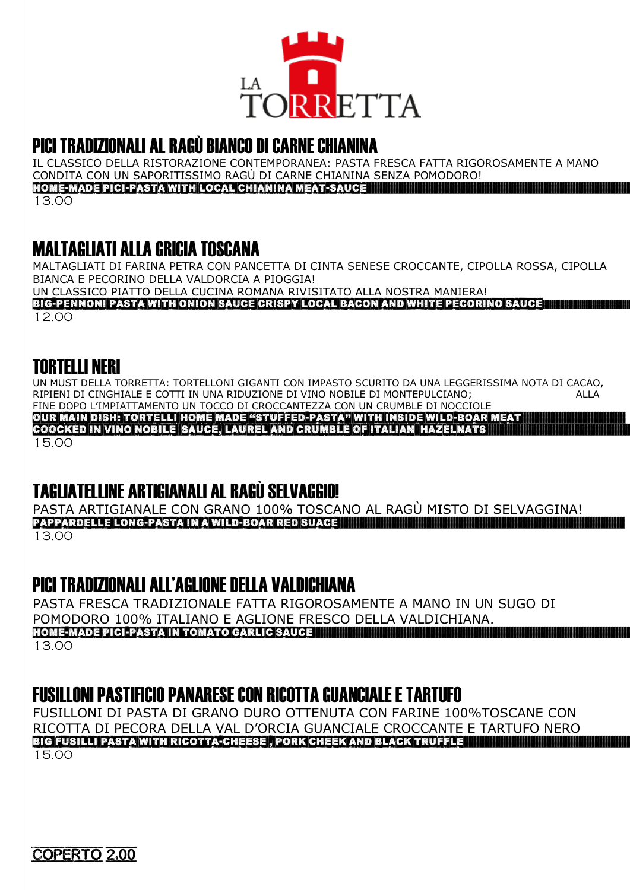LA TORRETTA

## PICI TRADIZIONALI AL RAGÙ BIANCO DI CARNE CHIANINA

IL CLASSICO DELLA RISTORAZIONE CONTEMPORANEA: PASTA FRESCA FATTA RIGOROSAMENTE A MANO CONDITA CON UN SAPORITISSIMO RAGÙ DI CARNE CHIANINA SENZA POMODORO!

**HOME-MADE PICI-PASTA WITH LOCAL CHIANINA MEAT-SAUCE**

13.00

## MALTAGLIATI ALLA GRICIA TOSCANA

MALTAGLIATI DI FARINA PETRA CON PANCETTA DI CINTA SENESE CROCCANTE, CIPOLLA ROSSA, CIPOLLA BIANCA E PECORINO DELLA VALDORCIA A PIOGGIA!
UN CLASSICO PIATTO DELLA CUCINA ROMANA RIVISITATO ALLA NOSTRA MANIERA!

**BIG-PENNONI PASTA WITH ONION SAUCE CRISPY LOCAL BACON AND WHITE PECORINO SAUCE**

12.00

## TORTELLI NERI

UN MUST DELLA TORRETTA: TORTELLONI GIGANTI CON IMPASTO SCURITO DA UNA LEGGERISSIMA NOTA DI CACAO, RIPIENI DI CINGHIALE E COTTI IN UNA RIDUZIONE DI VINO NOBILE DI MONTEPULCIANO; ALLA FINE DOPO L'IMPIATTAMENTO UN TOCCO DI CROCCANTEZZA CON UN CRUMBLE DI NOCCIOLE

**OUR MAIN DISH: TORTELLI HOME MADE "STUFFED-PASTA" WITH INSIDE WILD-BOAR MEAT COOCKED IN VINO NOBILE SAUCE, LAUREL AND CRUMBLE OF ITALIAN HAZELNATS**

15.00

## TAGLIATELLINE ARTIGIANALI AL RAGÙ SELVAGGIO!

PASTA ARTIGIANALE CON GRANO 100% TOSCANO AL RAGÙ MISTO DI SELVAGGINA!

**PAPPARDELLE LONG-PASTA IN A WILD-BOAR RED SUACE**

13.00

## PICI TRADIZIONALI ALL'AGLIONE DELLA VALDICHIANA

PASTA FRESCA TRADIZIONALE FATTA RIGOROSAMENTE A MANO IN UN SUGO DI POMODORO 100% ITALIANO E AGLIONE FRESCO DELLA VALDICHIANA.

**HOME-MADE PICI-PASTA IN TOMATO GARLIC SAUCE**

13.00

## FUSILLONI PASTIFICIO PANARESE CON RICOTTA GUANCIALE E TARTUFO

FUSILLONI DI PASTA DI GRANO DURO OTTENUTA CON FARINE 100%TOSCANE CON RICOTTA DI PECORA DELLA VAL D'ORCIA GUANCIALE CROCCANTE E TARTUFO NERO

**BIG FUSILLI PASTA WITH RICOTTA-CHEESE , PORK CHEEK AND BLACK TRUFFLE**

15.00

COPERTO 2,00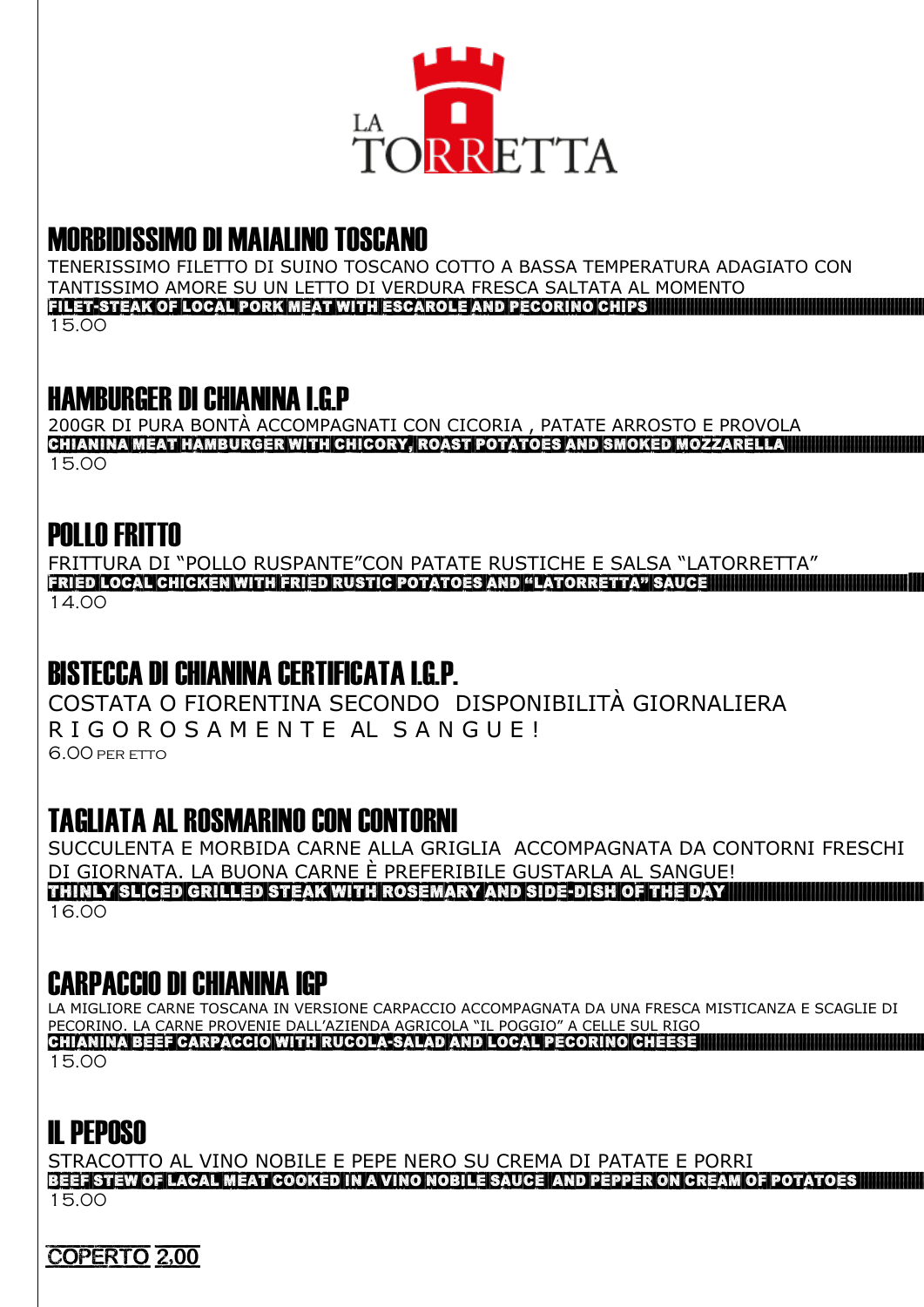LA TORRETTA

## MORBIDISSIMO DI MAIALINO TOSCANO

TENERISSIMO FILETTO DI SUINO TOSCANO COTTO A BASSA TEMPERATURA ADAGIATO CON TANTISSIMO AMORE SU UN LETTO DI VERDURA FRESCA SALTATA AL MOMENTO

**FILET-STEAK OF LOCAL PORK MEAT WITH ESCAROLE AND PECORINO CHIPS**

15.00

## HAMBURGER DI CHIANINA I.G.P

200GR DI PURA BONTÀ ACCOMPAGNATI CON CICORIA , PATATE ARROSTO E PROVOLA

**CHIANINA MEAT HAMBURGER WITH CHICORY, ROAST POTATOES AND SMOKED MOZZARELLA**

15.00

## POLLO FRITTO

FRITTURA DI "POLLO RUSPANTE"CON PATATE RUSTICHE E SALSA "LATORRETTA"

**FRIED LOCAL CHICKEN WITH FRIED RUSTIC POTATOES AND "LATORRETTA" SAUCE**

14.00

## BISTECCA DI CHIANINA CERTIFICATA I.G.P.

COSTATA O FIORENTINA SECONDO DISPONIBILITÀ GIORNALIERA

R I G O R O S A M E N T E AL S A N G U E !

6.00 PER ETTO

## TAGLIATA AL ROSMARINO CON CONTORNI

SUCCULENTA E MORBIDA CARNE ALLA GRIGLIA ACCOMPAGNATA DA CONTORNI FRESCHI DI GIORNATA. LA BUONA CARNE È PREFERIBILE GUSTARLA AL SANGUE!

**THINLY SLICED GRILLED STEAK WITH ROSEMARY AND SIDE-DISH OF THE DAY**

16.00

## CARPACCIO DI CHIANINA IGP

LA MIGLIORE CARNE TOSCANA IN VERSIONE CARPACCIO ACCOMPAGNATA DA UNA FRESCA MISTICANZA E SCAGLIE DI PECORINO. LA CARNE PROVENIE DALL'AZIENDA AGRICOLA "IL POGGIO" A CELLE SUL RIGO

**CHIANINA BEEF CARPACCIO WITH RUCOLA-SALAD AND LOCAL PECORINO CHEESE**

15.00

## IL PEPOSO

STRACOTTO AL VINO NOBILE E PEPE NERO SU CREMA DI PATATE E PORRI

**BEEF STEW OF LACAL MEAT COOKED IN A VINO NOBILE SAUCE AND PEPPER ON CREAM OF POTATOES**

15.00

COPERTO 2,00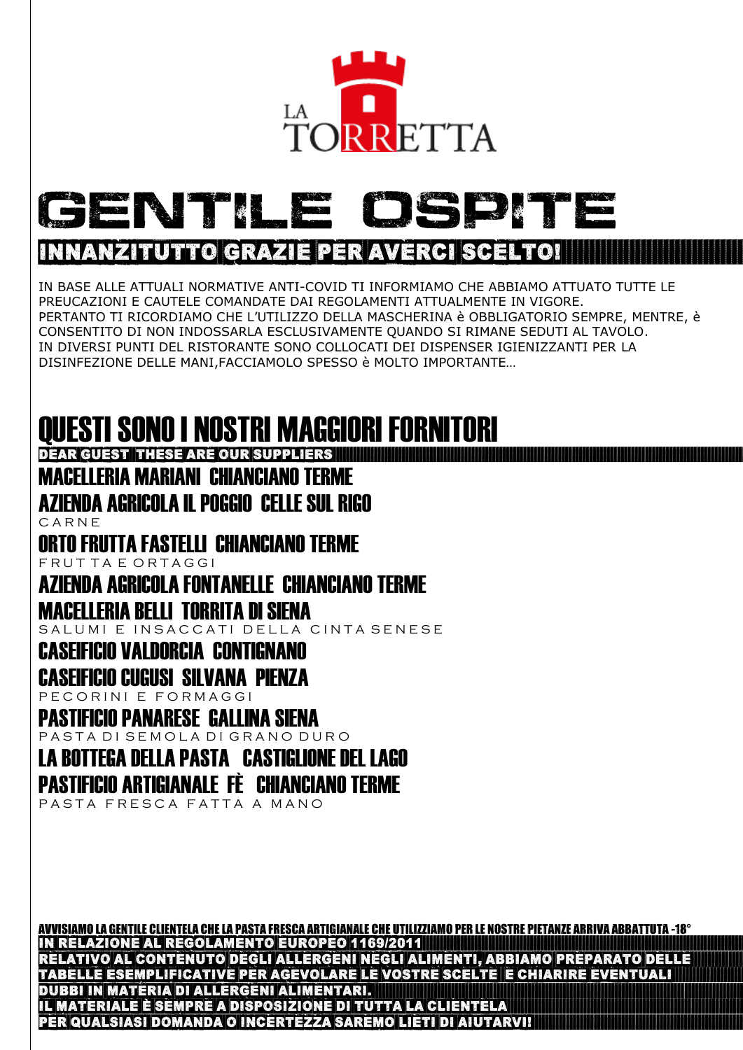LA TORRETTA

# GENTILE OSPITE

## INNANZITUTTO GRAZIE PER AVERCI SCELTO!

IN BASE ALLE ATTUALI NORMATIVE ANTI-COVID TI INFORMIAMO CHE ABBIAMO ATTUATO TUTTE LE PREUCAZIONI E CAUTELE COMANDATE DAI REGOLAMENTI ATTUALMENTE IN VIGORE.
PERTANTO TI RICORDIAMO CHE L'UTILIZZO DELLA MASCHERINA è OBBLIGATORIO SEMPRE, MENTRE, è CONSENTITO DI NON INDOSSARLA ESCLUSIVAMENTE QUANDO SI RIMANE SEDUTI AL TAVOLO.
IN DIVERSI PUNTI DEL RISTORANTE SONO COLLOCATI DEI DISPENSER IGIENIZZANTI PER LA DISINFEZIONE DELLE MANI,FACCIAMOLO SPESSO è MOLTO IMPORTANTE…

# QUESTI SONO I NOSTRI MAGGIORI FORNITORI

**DEAR GUEST THESE ARE OUR SUPPLIERS**

### MACELLERIA MARIANI CHIANCIANO TERME
### AZIENDA AGRICOLA IL POGGIO CELLE SUL RIGO
CARNE

### ORTO FRUTTA FASTELLI CHIANCIANO TERME
FRUTTA E ORTAGGI

### AZIENDA AGRICOLA FONTANELLE CHIANCIANO TERME
### MACELLERIA BELLI TORRITA DI SIENA
SALUMI E INSACCATI DELLA CINTA SENESE

### CASEIFICIO VALDORCIA CONTIGNANO
### CASEIFICIO CUGUSI SILVANA PIENZA
PECORINI E FORMAGGI

### PASTIFICIO PANARESE GALLINA SIENA
PASTA DI SEMOLA DI GRANO DURO

### LA BOTTEGA DELLA PASTA CASTIGLIONE DEL LAGO
### PASTIFICIO ARTIGIANALE FÈ CHIANCIANO TERME
PASTA FRESCA FATTA A MANO

**AVVISIAMO LA GENTILE CLIENTELA CHE LA PASTA FRESCA ARTIGIANALE CHE UTILIZZIAMO PER LE NOSTRE PIETANZE ARRIVA ABBATTUTA -18°**

**IN RELAZIONE AL REGOLAMENTO EUROPEO 1169/2011**
**RELATIVO AL CONTENUTO DEGLI ALLERGENI NEGLI ALIMENTI, ABBIAMO PREPARATO DELLE TABELLE ESEMPLIFICATIVE PER AGEVOLARE LE VOSTRE SCELTE E CHIARIRE EVENTUALI DUBBI IN MATERIA DI ALLERGENI ALIMENTARI.**
**IL MATERIALE È SEMPRE A DISPOSIZIONE DI TUTTA LA CLIENTELA**
**PER QUALSIASI DOMANDA O INCERTEZZA SAREMO LIETI DI AIUTARVI!**